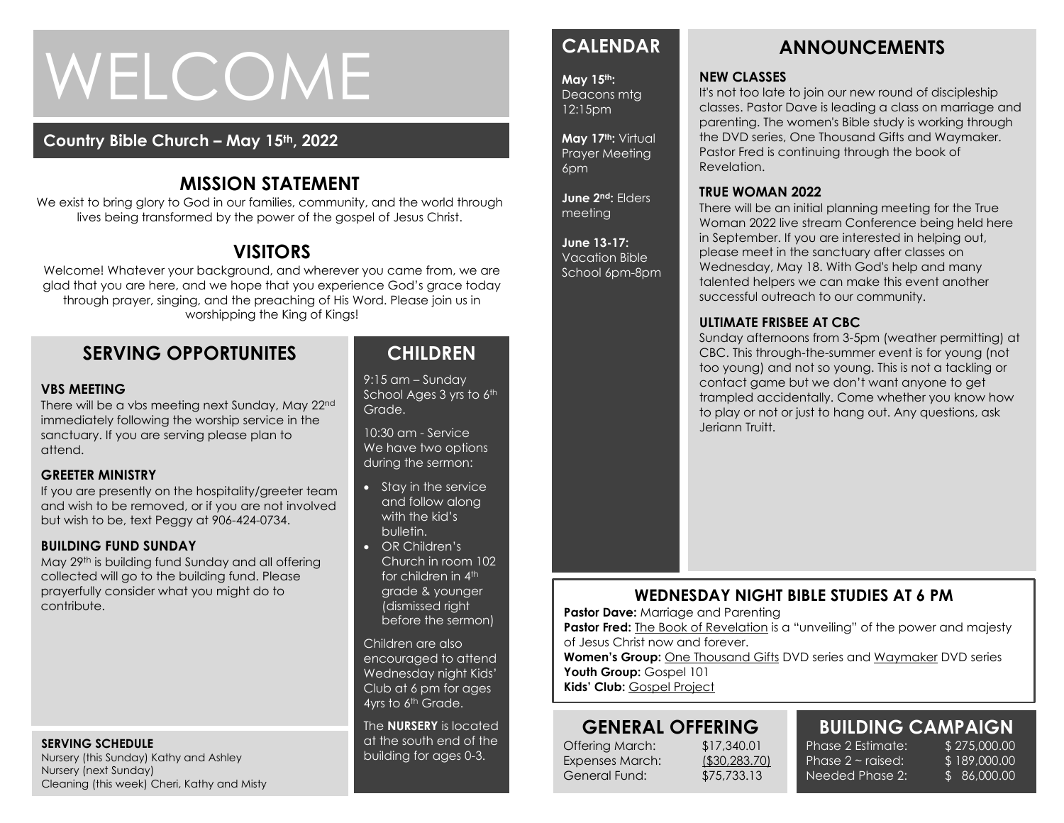# WELCOME

**Country Bible Church – May 15th, 2022**

## MISSION STATEMENT

We exist to bring glory to God in our families, community, and the world through lives being transformed by the power of the gospel of Jesus Christ.

## VISITORS

Welcome! Whatever your background, and wherever you came from, we are glad that you are here, and we hope that you experience God's grace today through prayer, singing, and the preaching of His Word. Please join us in worshipping the King of Kings!

## SERVING OPPORTUNITES

### VBS MEETING

There will be a vbs meeting next Sunday, May 22nd immediately following the worship service in the sanctuary. If you are serving please plan to attend.

### GREETER MINISTRY

If you are presently on the hospitality/greeter team and wish to be removed, or if you are not involved but wish to be, text Peggy at 906-424-0734.

### BUILDING FUND SUNDAY

May 29th is building fund Sunday and all offering collected will go to the building fund. Please prayerfully consider what you might do to contribute.

### SERVING SCHEDULE

Nursery (this Sunday) Kathy and Ashley
Nursery (next Sunday)
Cleaning (this week) Cheri, Kathy and Misty

## CHILDREN

9:15 am – Sunday School Ages 3 yrs to 6th Grade.

10:30 am - Service
We have two options during the sermon:

- Stay in the service and follow along with the kid's bulletin.
- OR Children's Church in room 102 for children in 4th grade & younger (dismissed right before the sermon)

Children are also encouraged to attend Wednesday night Kids' Club at 6 pm for ages 4yrs to 6th Grade.

The **NURSERY** is located at the south end of the building for ages 0-3.

## CALENDAR

**May 15th:** Deacons mtg 12:15pm

**May 17th:** Virtual Prayer Meeting 6pm

**June 2nd:** Elders meeting

**June 13-17:** Vacation Bible School 6pm-8pm

## ANNOUNCEMENTS

### NEW CLASSES

It's not too late to join our new round of discipleship classes. Pastor Dave is leading a class on marriage and parenting. The women's Bible study is working through the DVD series, One Thousand Gifts and Waymaker. Pastor Fred is continuing through the book of Revelation.

### TRUE WOMAN 2022

There will be an initial planning meeting for the True Woman 2022 live stream Conference being held here in September. If you are interested in helping out, please meet in the sanctuary after classes on Wednesday, May 18. With God's help and many talented helpers we can make this event another successful outreach to our community.

### ULTIMATE FRISBEE AT CBC

Sunday afternoons from 3-5pm (weather permitting) at CBC. This through-the-summer event is for young (not too young) and not so young. This is not a tackling or contact game but we don't want anyone to get trampled accidentally. Come whether you know how to play or not or just to hang out. Any questions, ask Jeriann Truitt.

## WEDNESDAY NIGHT BIBLE STUDIES AT 6 PM

**Pastor Dave:** Marriage and Parenting
**Pastor Fred:** The Book of Revelation is a "unveiling" of the power and majesty of Jesus Christ now and forever.
**Women's Group:** One Thousand Gifts DVD series and Waymaker DVD series
**Youth Group:** Gospel 101
**Kids' Club:** Gospel Project

## GENERAL OFFERING

| | |
|---|---|
| Offering March: | $17,340.01 |
| Expenses March: | ($30,283.70) |
| General Fund: | $75,733.13 |

## BUILDING CAMPAIGN

| | |
|---|---|
| Phase 2 Estimate: | $ 275,000.00 |
| Phase 2 ~ raised: | $ 189,000.00 |
| Needed Phase 2: | $ 86,000.00 |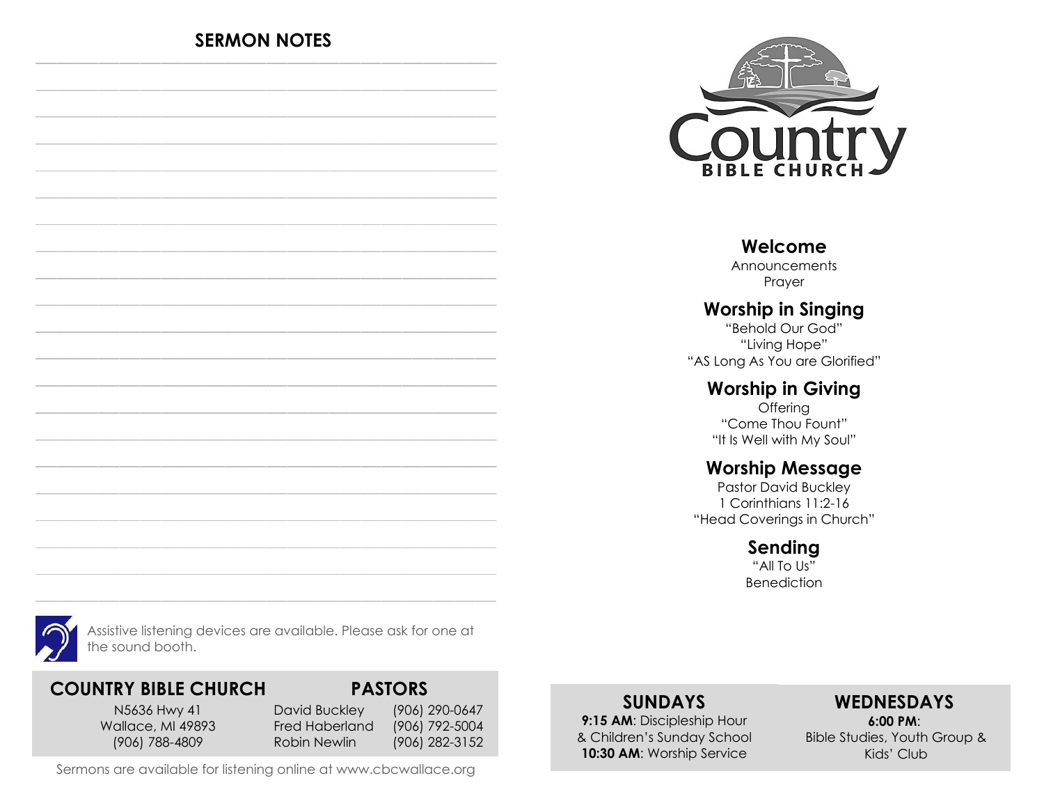## SERMON NOTES

Assistive listening devices are available. Please ask for one at the sound booth.

### COUNTRY BIBLE CHURCH

N5636 Hwy 41
Wallace, MI 49893
(906) 788-4809

### PASTORS

| | |
|---|---|
| David Buckley | (906) 290-0647 |
| Fred Haberland | (906) 792-5004 |
| Robin Newlin | (906) 282-3152 |

Sermons are available for listening online at www.cbcwallace.org

# Country BIBLE CHURCH

## Welcome

Announcements
Prayer

## Worship in Singing

"Behold Our God"
"Living Hope"
"AS Long As You are Glorified"

## Worship in Giving

Offering
"Come Thou Fount"
"It Is Well with My Soul"

## Worship Message

Pastor David Buckley
1 Corinthians 11:2-16
"Head Coverings in Church"

## Sending

"All To Us"
Benediction

### SUNDAYS

**9:15 AM**: Discipleship Hour & Children's Sunday School
**10:30 AM**: Worship Service

### WEDNESDAYS

**6:00 PM**: Bible Studies, Youth Group & Kids' Club